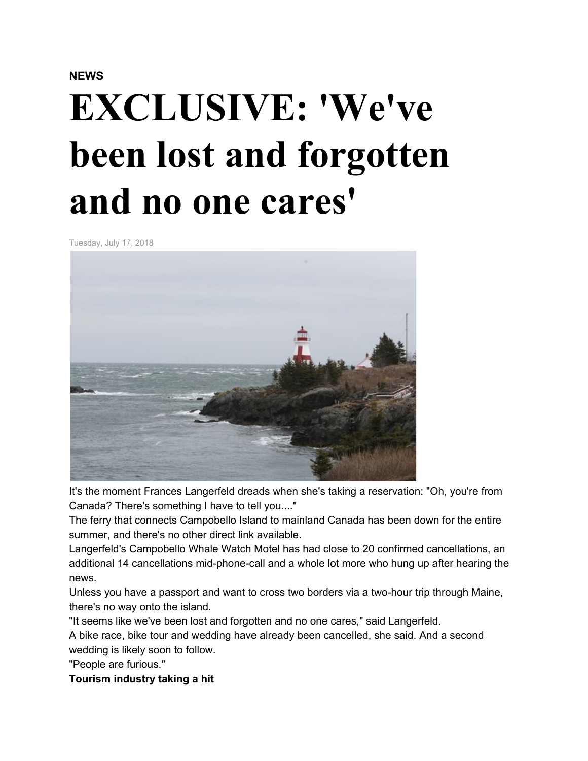**NEWS**

# EXCLUSIVE: 'We've been lost and forgotten and no one cares'

Tuesday, July 17, 2018

It's the moment Frances Langerfeld dreads when she's taking a reservation: "Oh, you're from Canada? There's something I have to tell you...."

The ferry that connects Campobello Island to mainland Canada has been down for the entire summer, and there's no other direct link available.

Langerfeld's Campobello Whale Watch Motel has had close to 20 confirmed cancellations, an additional 14 cancellations mid-phone-call and a whole lot more who hung up after hearing the news.

Unless you have a passport and want to cross two borders via a two-hour trip through Maine, there's no way onto the island.

"It seems like we've been lost and forgotten and no one cares," said Langerfeld.

A bike race, bike tour and wedding have already been cancelled, she said. And a second wedding is likely soon to follow.

"People are furious."

**Tourism industry taking a hit**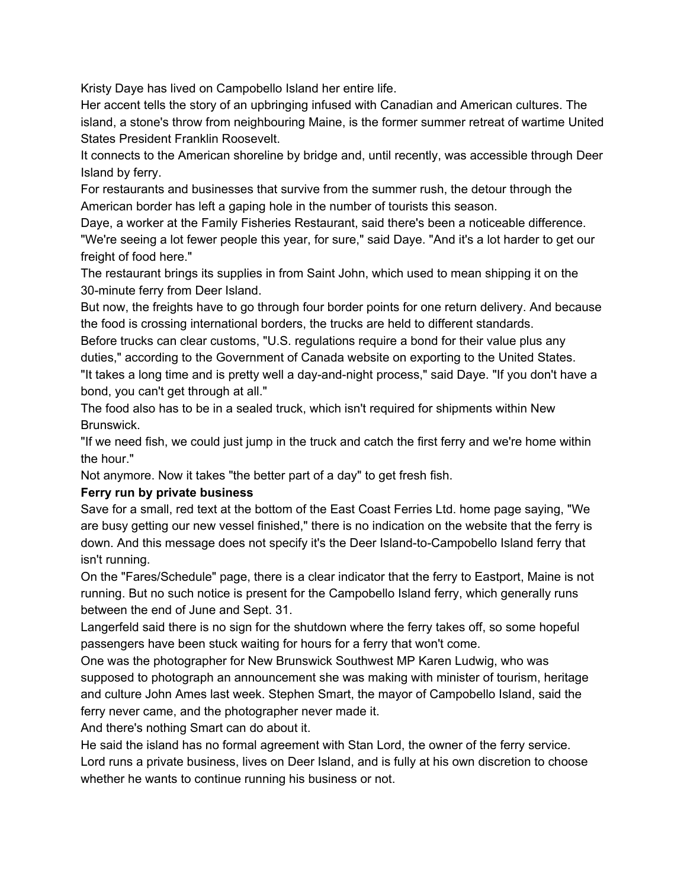Kristy Daye has lived on Campobello Island her entire life.

Her accent tells the story of an upbringing infused with Canadian and American cultures. The island, a stone's throw from neighbouring Maine, is the former summer retreat of wartime United States President Franklin Roosevelt.

It connects to the American shoreline by bridge and, until recently, was accessible through Deer Island by ferry.

For restaurants and businesses that survive from the summer rush, the detour through the American border has left a gaping hole in the number of tourists this season.

Daye, a worker at the Family Fisheries Restaurant, said there's been a noticeable difference.

"We're seeing a lot fewer people this year, for sure," said Daye. "And it's a lot harder to get our freight of food here."

The restaurant brings its supplies in from Saint John, which used to mean shipping it on the 30-minute ferry from Deer Island.

But now, the freights have to go through four border points for one return delivery. And because the food is crossing international borders, the trucks are held to different standards.

Before trucks can clear customs, "U.S. regulations require a bond for their value plus any duties," according to the Government of Canada website on exporting to the United States.

"It takes a long time and is pretty well a day-and-night process," said Daye. "If you don't have a bond, you can't get through at all."

The food also has to be in a sealed truck, which isn't required for shipments within New Brunswick.

"If we need fish, we could just jump in the truck and catch the first ferry and we're home within the hour."

Not anymore. Now it takes "the better part of a day" to get fresh fish.

**Ferry run by private business**

Save for a small, red text at the bottom of the East Coast Ferries Ltd. home page saying, "We are busy getting our new vessel finished," there is no indication on the website that the ferry is down. And this message does not specify it's the Deer Island-to-Campobello Island ferry that isn't running.

On the "Fares/Schedule" page, there is a clear indicator that the ferry to Eastport, Maine is not running. But no such notice is present for the Campobello Island ferry, which generally runs between the end of June and Sept. 31.

Langerfeld said there is no sign for the shutdown where the ferry takes off, so some hopeful passengers have been stuck waiting for hours for a ferry that won't come.

One was the photographer for New Brunswick Southwest MP Karen Ludwig, who was supposed to photograph an announcement she was making with minister of tourism, heritage and culture John Ames last week. Stephen Smart, the mayor of Campobello Island, said the ferry never came, and the photographer never made it.

And there's nothing Smart can do about it.

He said the island has no formal agreement with Stan Lord, the owner of the ferry service. Lord runs a private business, lives on Deer Island, and is fully at his own discretion to choose whether he wants to continue running his business or not.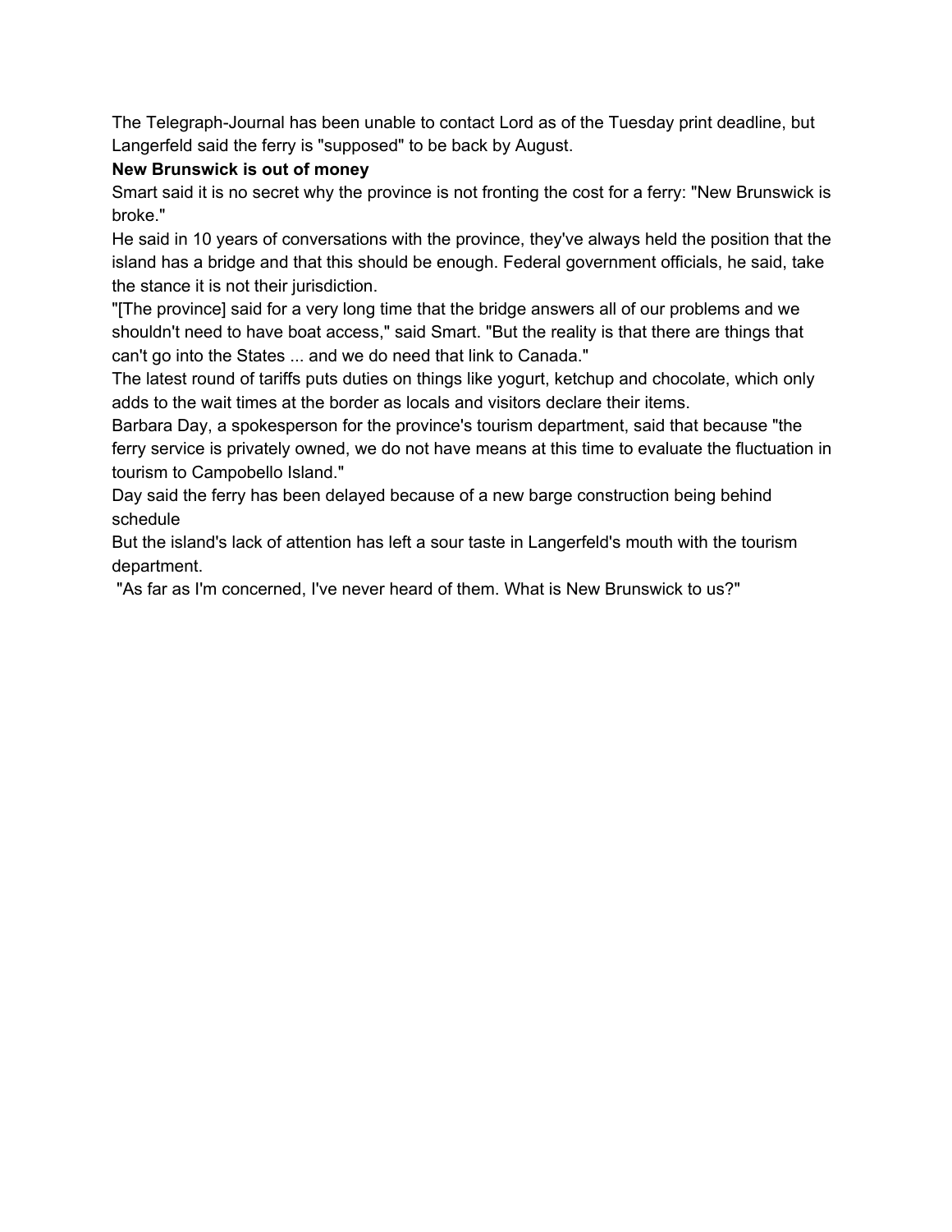The Telegraph-Journal has been unable to contact Lord as of the Tuesday print deadline, but Langerfeld said the ferry is "supposed" to be back by August.

**New Brunswick is out of money**

Smart said it is no secret why the province is not fronting the cost for a ferry: "New Brunswick is broke."

He said in 10 years of conversations with the province, they've always held the position that the island has a bridge and that this should be enough. Federal government officials, he said, take the stance it is not their jurisdiction.

"[The province] said for a very long time that the bridge answers all of our problems and we shouldn't need to have boat access," said Smart. "But the reality is that there are things that can't go into the States ... and we do need that link to Canada."

The latest round of tariffs puts duties on things like yogurt, ketchup and chocolate, which only adds to the wait times at the border as locals and visitors declare their items.

Barbara Day, a spokesperson for the province's tourism department, said that because "the ferry service is privately owned, we do not have means at this time to evaluate the fluctuation in tourism to Campobello Island."

Day said the ferry has been delayed because of a new barge construction being behind schedule

But the island's lack of attention has left a sour taste in Langerfeld's mouth with the tourism department.

"As far as I'm concerned, I've never heard of them. What is New Brunswick to us?"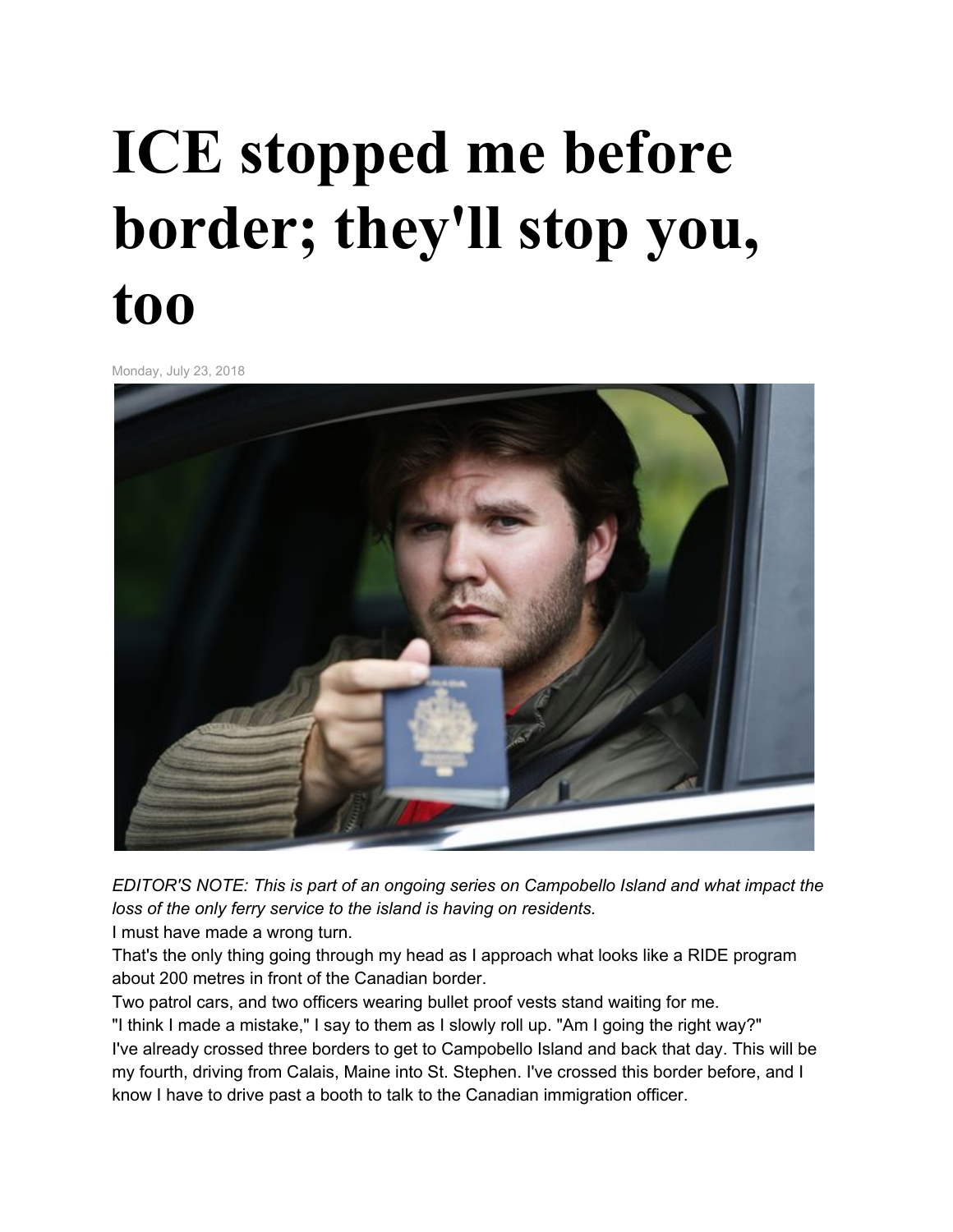# ICE stopped me before border; they'll stop you, too

Monday, July 23, 2018

*EDITOR'S NOTE: This is part of an ongoing series on Campobello Island and what impact the loss of the only ferry service to the island is having on residents.*

I must have made a wrong turn.

That's the only thing going through my head as I approach what looks like a RIDE program about 200 metres in front of the Canadian border.

Two patrol cars, and two officers wearing bullet proof vests stand waiting for me.

"I think I made a mistake," I say to them as I slowly roll up. "Am I going the right way?"

I've already crossed three borders to get to Campobello Island and back that day. This will be my fourth, driving from Calais, Maine into St. Stephen. I've crossed this border before, and I know I have to drive past a booth to talk to the Canadian immigration officer.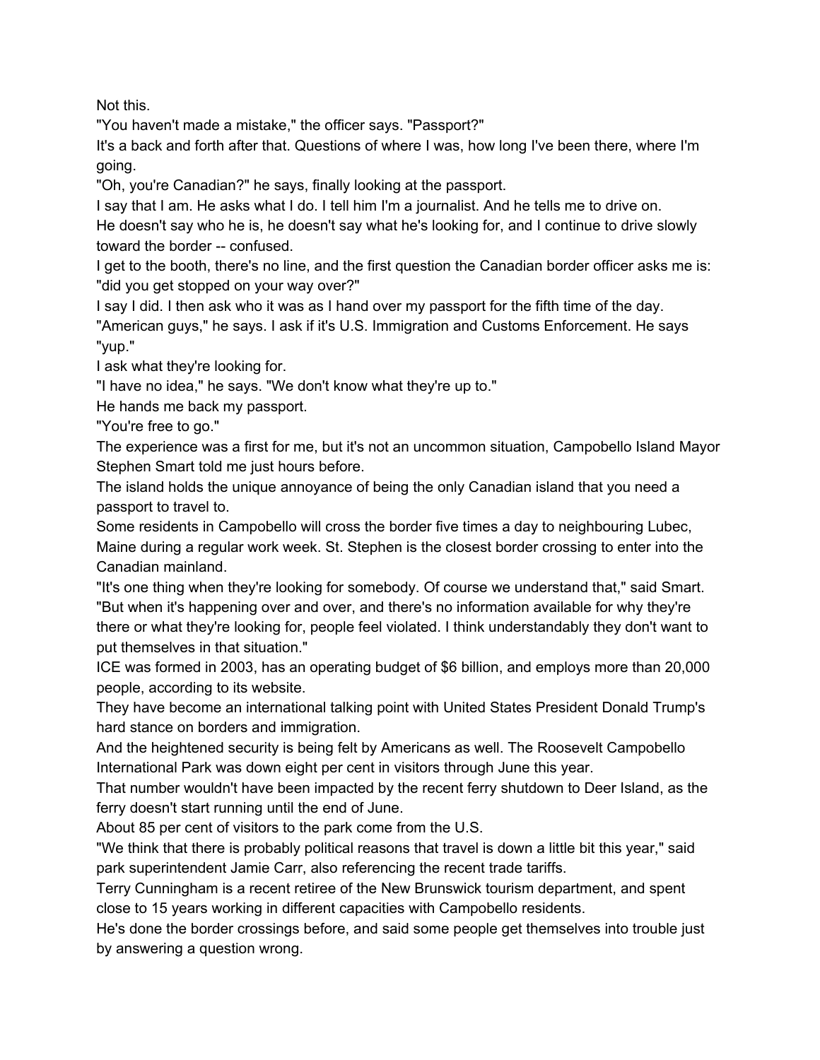Not this.

"You haven't made a mistake," the officer says. "Passport?"

It's a back and forth after that. Questions of where I was, how long I've been there, where I'm going.

"Oh, you're Canadian?" he says, finally looking at the passport.

I say that I am. He asks what I do. I tell him I'm a journalist. And he tells me to drive on.

He doesn't say who he is, he doesn't say what he's looking for, and I continue to drive slowly toward the border -- confused.

I get to the booth, there's no line, and the first question the Canadian border officer asks me is: "did you get stopped on your way over?"

I say I did. I then ask who it was as I hand over my passport for the fifth time of the day.

"American guys," he says. I ask if it's U.S. Immigration and Customs Enforcement. He says "yup."

I ask what they're looking for.

"I have no idea," he says. "We don't know what they're up to."

He hands me back my passport.

"You're free to go."

The experience was a first for me, but it's not an uncommon situation, Campobello Island Mayor Stephen Smart told me just hours before.

The island holds the unique annoyance of being the only Canadian island that you need a passport to travel to.

Some residents in Campobello will cross the border five times a day to neighbouring Lubec, Maine during a regular work week. St. Stephen is the closest border crossing to enter into the Canadian mainland.

"It's one thing when they're looking for somebody. Of course we understand that," said Smart. "But when it's happening over and over, and there's no information available for why they're there or what they're looking for, people feel violated. I think understandably they don't want to put themselves in that situation."

ICE was formed in 2003, has an operating budget of $6 billion, and employs more than 20,000 people, according to its website.

They have become an international talking point with United States President Donald Trump's hard stance on borders and immigration.

And the heightened security is being felt by Americans as well. The Roosevelt Campobello International Park was down eight per cent in visitors through June this year.

That number wouldn't have been impacted by the recent ferry shutdown to Deer Island, as the ferry doesn't start running until the end of June.

About 85 per cent of visitors to the park come from the U.S.

"We think that there is probably political reasons that travel is down a little bit this year," said park superintendent Jamie Carr, also referencing the recent trade tariffs.

Terry Cunningham is a recent retiree of the New Brunswick tourism department, and spent close to 15 years working in different capacities with Campobello residents.

He's done the border crossings before, and said some people get themselves into trouble just by answering a question wrong.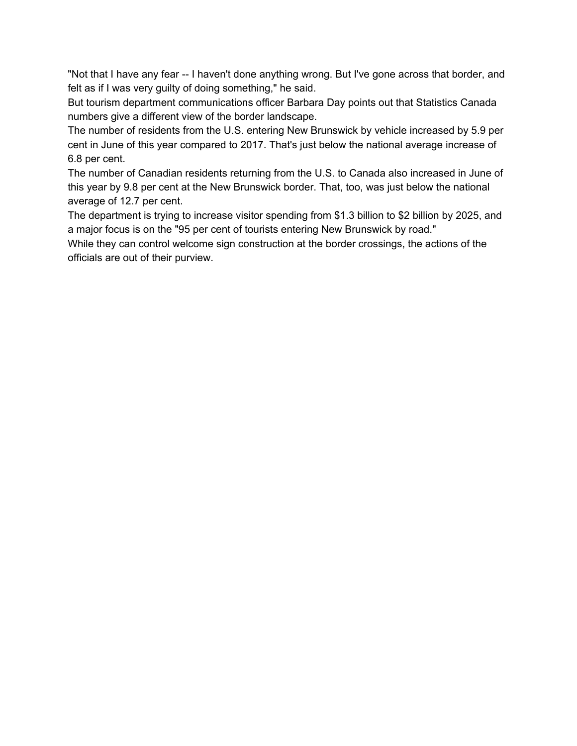"Not that I have any fear -- I haven't done anything wrong. But I've gone across that border, and felt as if I was very guilty of doing something," he said.

But tourism department communications officer Barbara Day points out that Statistics Canada numbers give a different view of the border landscape.

The number of residents from the U.S. entering New Brunswick by vehicle increased by 5.9 per cent in June of this year compared to 2017. That's just below the national average increase of 6.8 per cent.

The number of Canadian residents returning from the U.S. to Canada also increased in June of this year by 9.8 per cent at the New Brunswick border. That, too, was just below the national average of 12.7 per cent.

The department is trying to increase visitor spending from $1.3 billion to $2 billion by 2025, and a major focus is on the "95 per cent of tourists entering New Brunswick by road."

While they can control welcome sign construction at the border crossings, the actions of the officials are out of their purview.